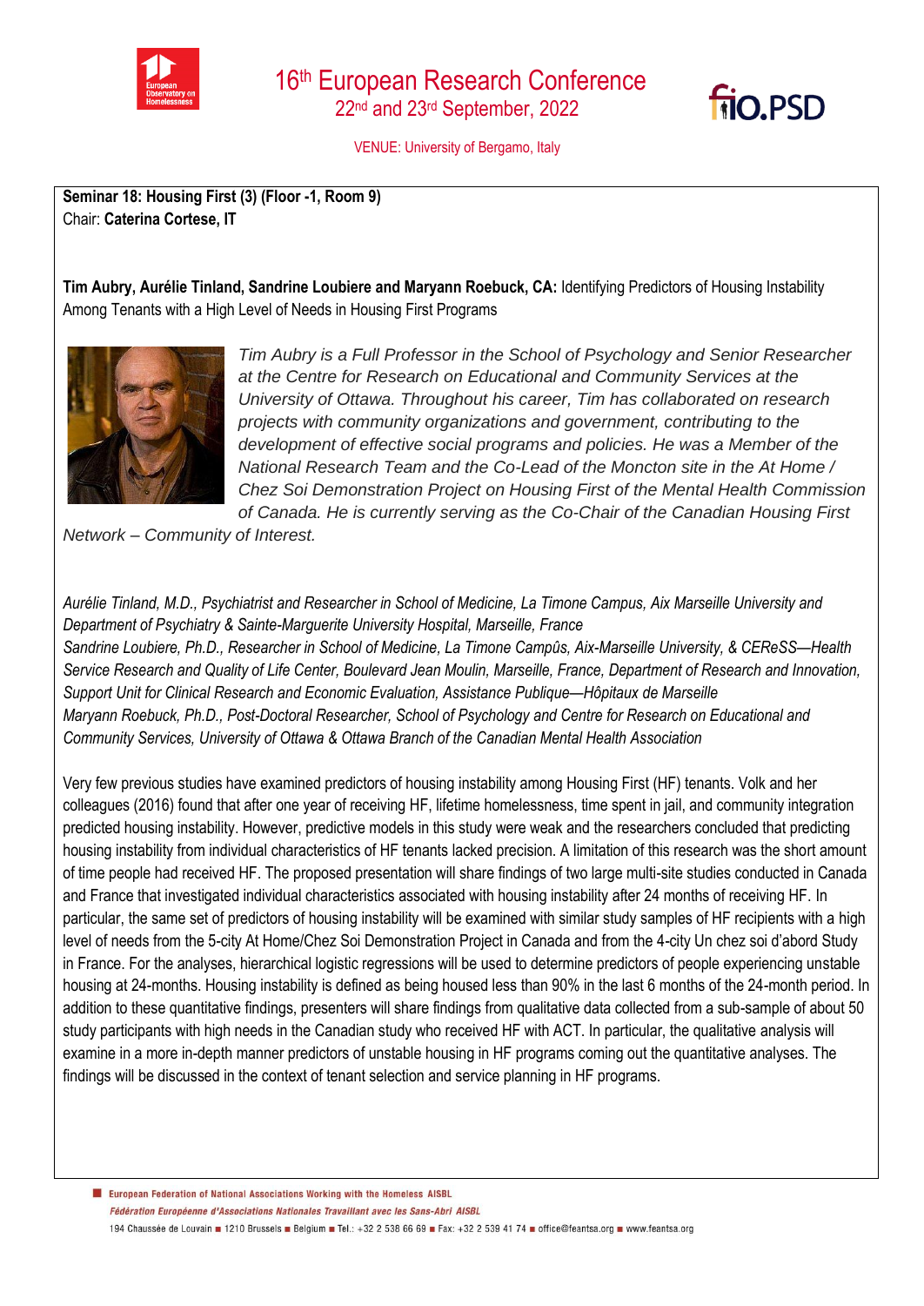# 16th European Research Conference

22nd and 23rd September, 2022

VENUE: University of Bergamo, Italy

**Seminar 18: Housing First (3) (Floor -1, Room 9)**
Chair: **Caterina Cortese, IT**

**Tim Aubry, Aurélie Tinland, Sandrine Loubiere and Maryann Roebuck, CA:** Identifying Predictors of Housing Instability Among Tenants with a High Level of Needs in Housing First Programs

*Tim Aubry is a Full Professor in the School of Psychology and Senior Researcher at the Centre for Research on Educational and Community Services at the University of Ottawa. Throughout his career, Tim has collaborated on research projects with community organizations and government, contributing to the development of effective social programs and policies. He was a Member of the National Research Team and the Co-Lead of the Moncton site in the At Home / Chez Soi Demonstration Project on Housing First of the Mental Health Commission of Canada. He is currently serving as the Co-Chair of the Canadian Housing First Network – Community of Interest.*

*Aurélie Tinland, M.D., Psychiatrist and Researcher in School of Medicine, La Timone Campus, Aix Marseille University and Department of Psychiatry & Sainte-Marguerite University Hospital, Marseille, France*
*Sandrine Loubiere, Ph.D., Researcher in School of Medicine, La Timone Campûs, Aix-Marseille University, & CEReSS—Health Service Research and Quality of Life Center, Boulevard Jean Moulin, Marseille, France, Department of Research and Innovation, Support Unit for Clinical Research and Economic Evaluation, Assistance Publique—Hôpitaux de Marseille*
*Maryann Roebuck, Ph.D., Post-Doctoral Researcher, School of Psychology and Centre for Research on Educational and Community Services, University of Ottawa & Ottawa Branch of the Canadian Mental Health Association*

Very few previous studies have examined predictors of housing instability among Housing First (HF) tenants. Volk and her colleagues (2016) found that after one year of receiving HF, lifetime homelessness, time spent in jail, and community integration predicted housing instability. However, predictive models in this study were weak and the researchers concluded that predicting housing instability from individual characteristics of HF tenants lacked precision. A limitation of this research was the short amount of time people had received HF. The proposed presentation will share findings of two large multi-site studies conducted in Canada and France that investigated individual characteristics associated with housing instability after 24 months of receiving HF. In particular, the same set of predictors of housing instability will be examined with similar study samples of HF recipients with a high level of needs from the 5-city At Home/Chez Soi Demonstration Project in Canada and from the 4-city Un chez soi d'abord Study in France. For the analyses, hierarchical logistic regressions will be used to determine predictors of people experiencing unstable housing at 24-months. Housing instability is defined as being housed less than 90% in the last 6 months of the 24-month period. In addition to these quantitative findings, presenters will share findings from qualitative data collected from a sub-sample of about 50 study participants with high needs in the Canadian study who received HF with ACT. In particular, the qualitative analysis will examine in a more in-depth manner predictors of unstable housing in HF programs coming out the quantitative analyses. The findings will be discussed in the context of tenant selection and service planning in HF programs.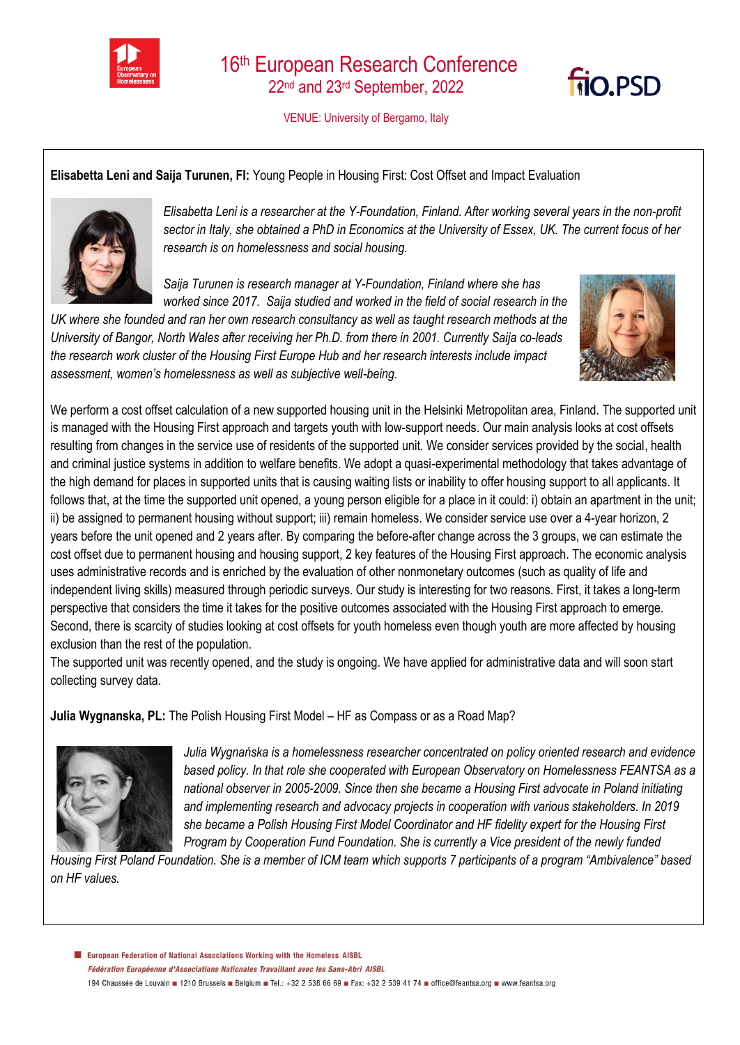**Elisabetta Leni and Saija Turunen, FI:** Young People in Housing First: Cost Offset and Impact Evaluation

*Elisabetta Leni is a researcher at the Y-Foundation, Finland. After working several years in the non-profit sector in Italy, she obtained a PhD in Economics at the University of Essex, UK. The current focus of her research is on homelessness and social housing.*

*Saija Turunen is research manager at Y-Foundation, Finland where she has worked since 2017. Saija studied and worked in the field of social research in the UK where she founded and ran her own research consultancy as well as taught research methods at the University of Bangor, North Wales after receiving her Ph.D. from there in 2001. Currently Saija co-leads the research work cluster of the Housing First Europe Hub and her research interests include impact assessment, women's homelessness as well as subjective well-being.*

We perform a cost offset calculation of a new supported housing unit in the Helsinki Metropolitan area, Finland. The supported unit is managed with the Housing First approach and targets youth with low-support needs. Our main analysis looks at cost offsets resulting from changes in the service use of residents of the supported unit. We consider services provided by the social, health and criminal justice systems in addition to welfare benefits. We adopt a quasi-experimental methodology that takes advantage of the high demand for places in supported units that is causing waiting lists or inability to offer housing support to all applicants. It follows that, at the time the supported unit opened, a young person eligible for a place in it could: i) obtain an apartment in the unit; ii) be assigned to permanent housing without support; iii) remain homeless. We consider service use over a 4-year horizon, 2 years before the unit opened and 2 years after. By comparing the before-after change across the 3 groups, we can estimate the cost offset due to permanent housing and housing support, 2 key features of the Housing First approach. The economic analysis uses administrative records and is enriched by the evaluation of other nonmonetary outcomes (such as quality of life and independent living skills) measured through periodic surveys. Our study is interesting for two reasons. First, it takes a long-term perspective that considers the time it takes for the positive outcomes associated with the Housing First approach to emerge. Second, there is scarcity of studies looking at cost offsets for youth homeless even though youth are more affected by housing exclusion than the rest of the population.
The supported unit was recently opened, and the study is ongoing. We have applied for administrative data and will soon start collecting survey data.

**Julia Wygnanska, PL:** The Polish Housing First Model – HF as Compass or as a Road Map?

*Julia Wygnańska is a homelessness researcher concentrated on policy oriented research and evidence based policy. In that role she cooperated with European Observatory on Homelessness FEANTSA as a national observer in 2005-2009. Since then she became a Housing First advocate in Poland initiating and implementing research and advocacy projects in cooperation with various stakeholders. In 2019 she became a Polish Housing First Model Coordinator and HF fidelity expert for the Housing First Program by Cooperation Fund Foundation. She is currently a Vice president of the newly funded Housing First Poland Foundation. She is a member of ICM team which supports 7 participants of a program "Ambivalence" based on HF values.*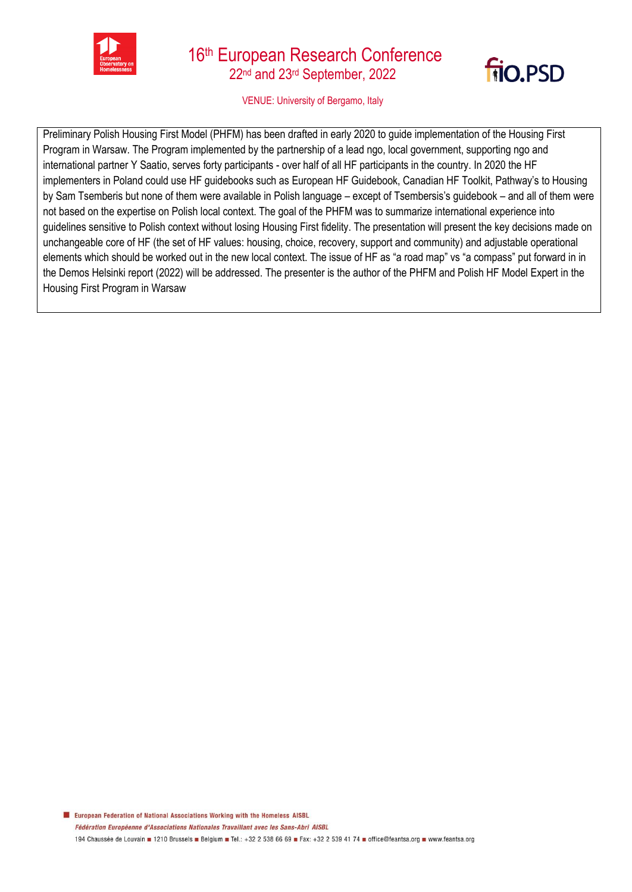Preliminary Polish Housing First Model (PHFM) has been drafted in early 2020 to guide implementation of the Housing First Program in Warsaw. The Program implemented by the partnership of a lead ngo, local government, supporting ngo and international partner Y Saatio, serves forty participants - over half of all HF participants in the country. In 2020 the HF implementers in Poland could use HF guidebooks such as European HF Guidebook, Canadian HF Toolkit, Pathway's to Housing by Sam Tsemberis but none of them were available in Polish language – except of Tsembersis's guidebook – and all of them were not based on the expertise on Polish local context. The goal of the PHFM was to summarize international experience into guidelines sensitive to Polish context without losing Housing First fidelity. The presentation will present the key decisions made on unchangeable core of HF (the set of HF values: housing, choice, recovery, support and community) and adjustable operational elements which should be worked out in the new local context. The issue of HF as "a road map" vs "a compass" put forward in in the Demos Helsinki report (2022) will be addressed. The presenter is the author of the PHFM and Polish HF Model Expert in the Housing First Program in Warsaw